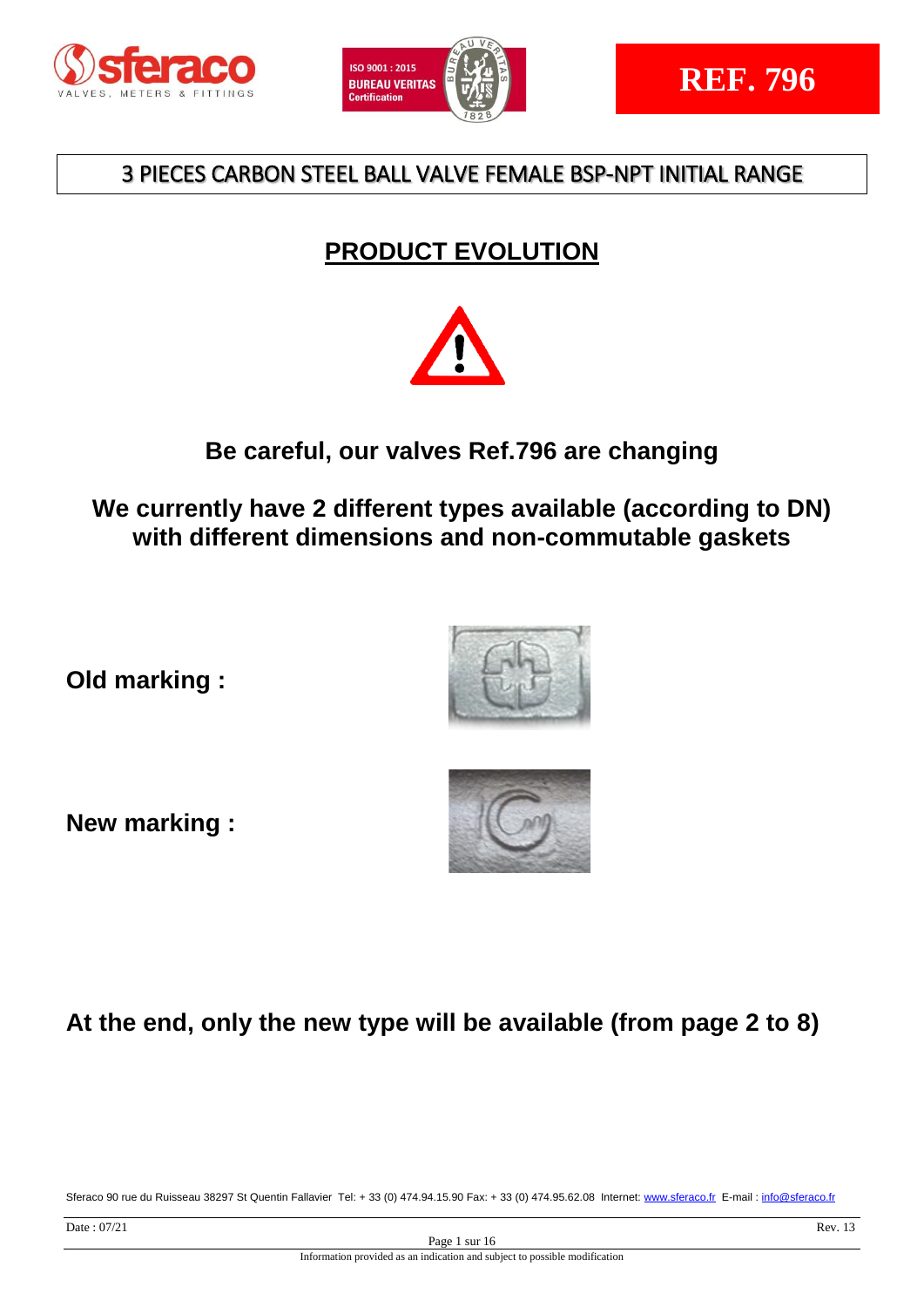REF. 796

# 3 PIECES CARBON STEEL BALL VALVE FEMALE BSP-NPT INITIAL RANGE

## PRODUCT EVOLUTION

**Be careful, our valves Ref.796 are changing**

**We currently have 2 different types available (according to DN) with different dimensions and non-commutable gaskets**

**Old marking :**

**New marking :**

**At the end, only the new type will be available (from page 2 to 8)**

Sferaco 90 rue du Ruisseau 38297 St Quentin Fallavier Tel: + 33 (0) 474.94.15.90 Fax: + 33 (0) 474.95.62.08 Internet: www.sferaco.fr E-mail : info@sferaco.fr

Date : 07/21 Rev. 13

Information provided as an indication and subject to possible modification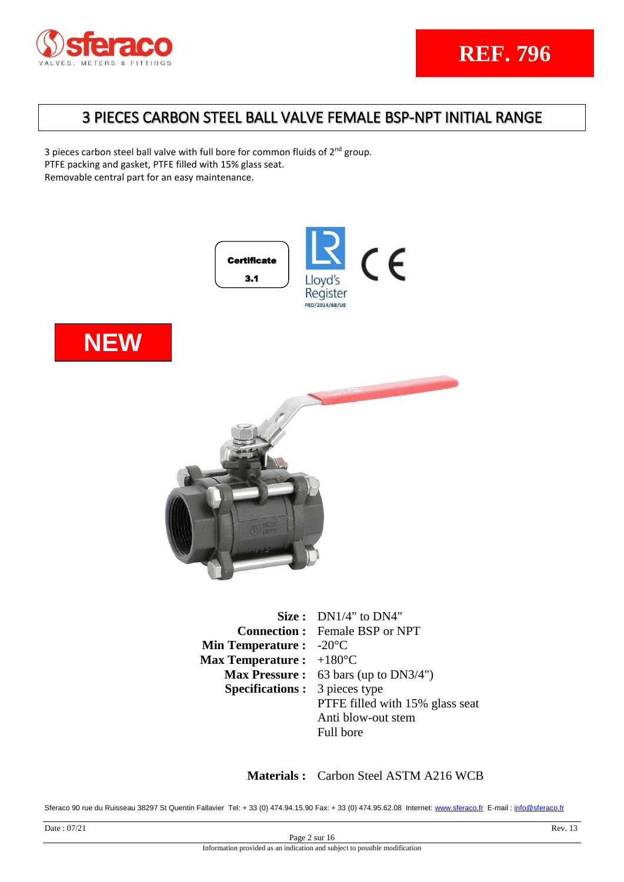**REF. 796**

# 3 PIECES CARBON STEEL BALL VALVE FEMALE BSP-NPT INITIAL RANGE

3 pieces carbon steel ball valve with full bore for common fluids of 2nd group.
PTFE packing and gasket, PTFE filled with 15% glass seat.
Removable central part for an easy maintenance.

Certificate 3.1

Lloyd's Register PED/2014/68/UE

CE

**NEW**

| | |
|---|---|
| **Size :** | DN1/4" to DN4" |
| **Connection :** | Female BSP or NPT |
| **Min Temperature :** | -20°C |
| **Max Temperature :** | +180°C |
| **Max Pressure :** | 63 bars (up to DN3/4") |
| **Specifications :** | 3 pieces type<br>PTFE filled with 15% glass seat<br>Anti blow-out stem<br>Full bore |
| **Materials :** | Carbon Steel ASTM A216 WCB |

Sferaco 90 rue du Ruisseau 38297 St Quentin Fallavier Tel: + 33 (0) 474.94.15.90 Fax: + 33 (0) 474.95.62.08 Internet: www.sferaco.fr E-mail : info@sferaco.fr

Date : 07/21 Rev. 13

Information provided as an indication and subject to possible modification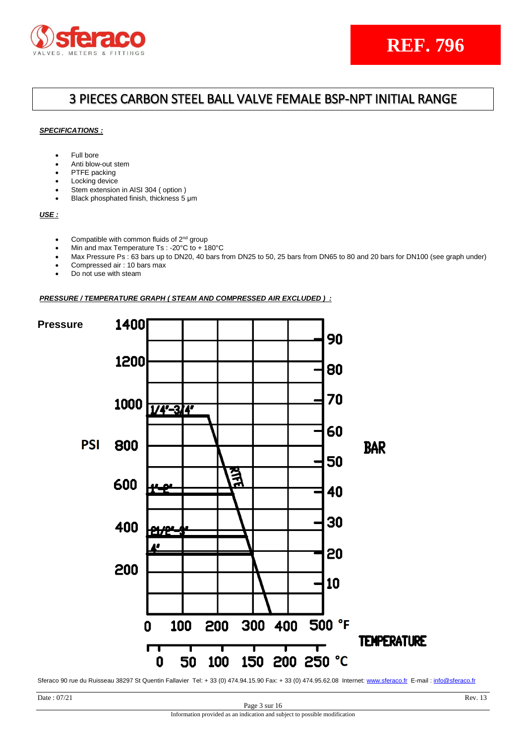REF. 796

# 3 PIECES CARBON STEEL BALL VALVE FEMALE BSP-NPT INITIAL RANGE

***SPECIFICATIONS :***

- Full bore
- Anti blow-out stem
- PTFE packing
- Locking device
- Stem extension in AISI 304 ( option )
- Black phosphated finish, thickness 5 µm

***USE :***

- Compatible with common fluids of 2nd group
- Min and max Temperature Ts : -20°C to + 180°C
- Max Pressure Ps : 63 bars up to DN20, 40 bars from DN25 to 50, 25 bars from DN65 to 80 and 20 bars for DN100 (see graph under)
- Compressed air : 10 bars max
- Do not use with steam

***PRESSURE / TEMPERATURE GRAPH ( STEAM AND COMPRESSED AIR EXCLUDED ) :***

Pressure

PSI: 1400, 1200, 1000, 800, 600, 400, 200

BAR: 90, 80, 70, 60, 50, 40, 30, 20, 10

1/4"-3/4"

1"-2"

2 1/2"-3"

4"

PTFE

TEMPERATURE

°F: 0, 100, 200, 300, 400, 500

°C: 0, 50, 100, 150, 200, 250

Sferaco 90 rue du Ruisseau 38297 St Quentin Fallavier Tel: + 33 (0) 474.94.15.90 Fax: + 33 (0) 474.95.62.08 Internet: www.sferaco.fr E-mail : info@sferaco.fr

Date : 07/21

Rev. 13

Information provided as an indication and subject to possible modification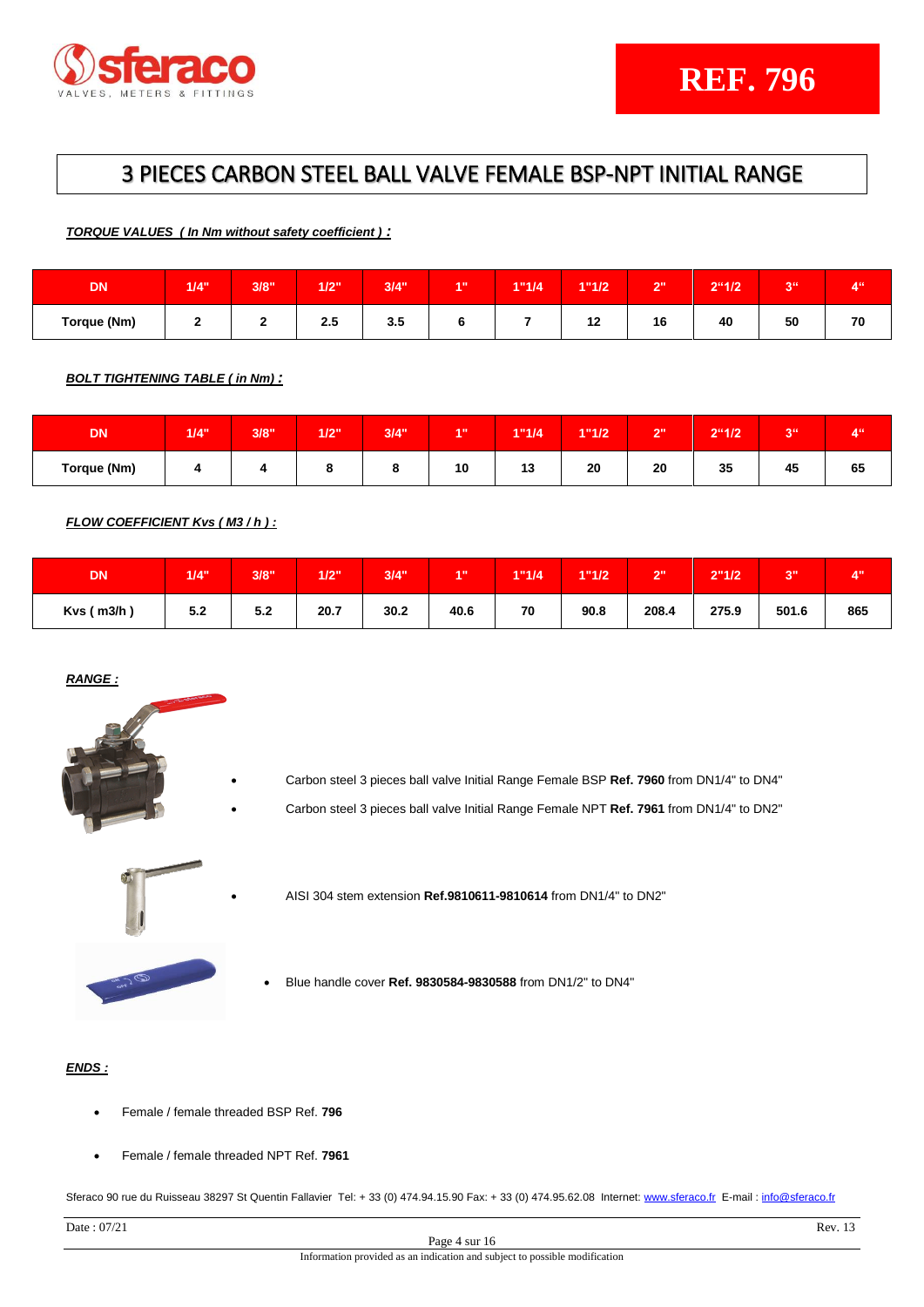**REF. 796**

# 3 PIECES CARBON STEEL BALL VALVE FEMALE BSP-NPT INITIAL RANGE

***TORQUE VALUES ( In Nm without safety coefficient ) :***

| DN | 1/4" | 3/8" | 1/2" | 3/4" | 1" | 1"1/4 | 1"1/2 | 2" | 2"1/2 | 3" | 4" |
|---|---|---|---|---|---|---|---|---|---|---|---|
| Torque (Nm) | 2 | 2 | 2.5 | 3.5 | 6 | 7 | 12 | 16 | 40 | 50 | 70 |

***BOLT TIGHTENING TABLE ( in Nm) :***

| DN | 1/4" | 3/8" | 1/2" | 3/4" | 1" | 1"1/4 | 1"1/2 | 2" | 2"1/2 | 3" | 4" |
|---|---|---|---|---|---|---|---|---|---|---|---|
| Torque (Nm) | 4 | 4 | 8 | 8 | 10 | 13 | 20 | 20 | 35 | 45 | 65 |

***FLOW COEFFICIENT Kvs ( M3 / h ) :***

| DN | 1/4" | 3/8" | 1/2" | 3/4" | 1" | 1"1/4 | 1"1/2 | 2" | 2"1/2 | 3" | 4" |
|---|---|---|---|---|---|---|---|---|---|---|---|
| Kvs ( m3/h ) | 5.2 | 5.2 | 20.7 | 30.2 | 40.6 | 70 | 90.8 | 208.4 | 275.9 | 501.6 | 865 |

***RANGE :***

- Carbon steel 3 pieces ball valve Initial Range Female BSP **Ref. 7960** from DN1/4" to DN4"
- Carbon steel 3 pieces ball valve Initial Range Female NPT **Ref. 7961** from DN1/4" to DN2"
- AISI 304 stem extension **Ref.9810611-9810614** from DN1/4" to DN2"
- Blue handle cover **Ref. 9830584-9830588** from DN1/2" to DN4"

***ENDS :***

- Female / female threaded BSP Ref. **796**
- Female / female threaded NPT Ref. **7961**

Sferaco 90 rue du Ruisseau 38297 St Quentin Fallavier Tel: + 33 (0) 474.94.15.90 Fax: + 33 (0) 474.95.62.08 Internet: www.sferaco.fr E-mail : info@sferaco.fr

Date : 07/21 Rev. 13

Information provided as an indication and subject to possible modification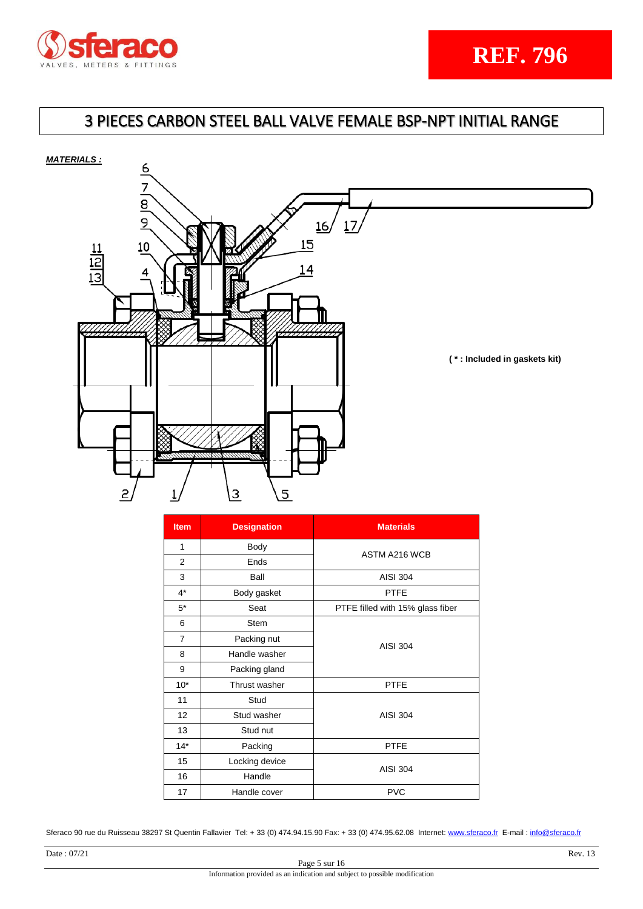**REF. 796**

# 3 PIECES CARBON STEEL BALL VALVE FEMALE BSP-NPT INITIAL RANGE

***MATERIALS :***

**( * : Included in gaskets kit)**

| Item | Designation | Materials |
|---|---|---|
| 1 | Body | ASTM A216 WCB |
| 2 | Ends | |
| 3 | Ball | AISI 304 |
| 4* | Body gasket | PTFE |
| 5* | Seat | PTFE filled with 15% glass fiber |
| 6 | Stem | AISI 304 |
| 7 | Packing nut | |
| 8 | Handle washer | |
| 9 | Packing gland | |
| 10* | Thrust washer | PTFE |
| 11 | Stud | AISI 304 |
| 12 | Stud washer | |
| 13 | Stud nut | |
| 14* | Packing | PTFE |
| 15 | Locking device | AISI 304 |
| 16 | Handle | |
| 17 | Handle cover | PVC |

Sferaco 90 rue du Ruisseau 38297 St Quentin Fallavier Tel: + 33 (0) 474.94.15.90 Fax: + 33 (0) 474.95.62.08 Internet: www.sferaco.fr E-mail : info@sferaco.fr

Date : 07/21

Rev. 13

Information provided as an indication and subject to possible modification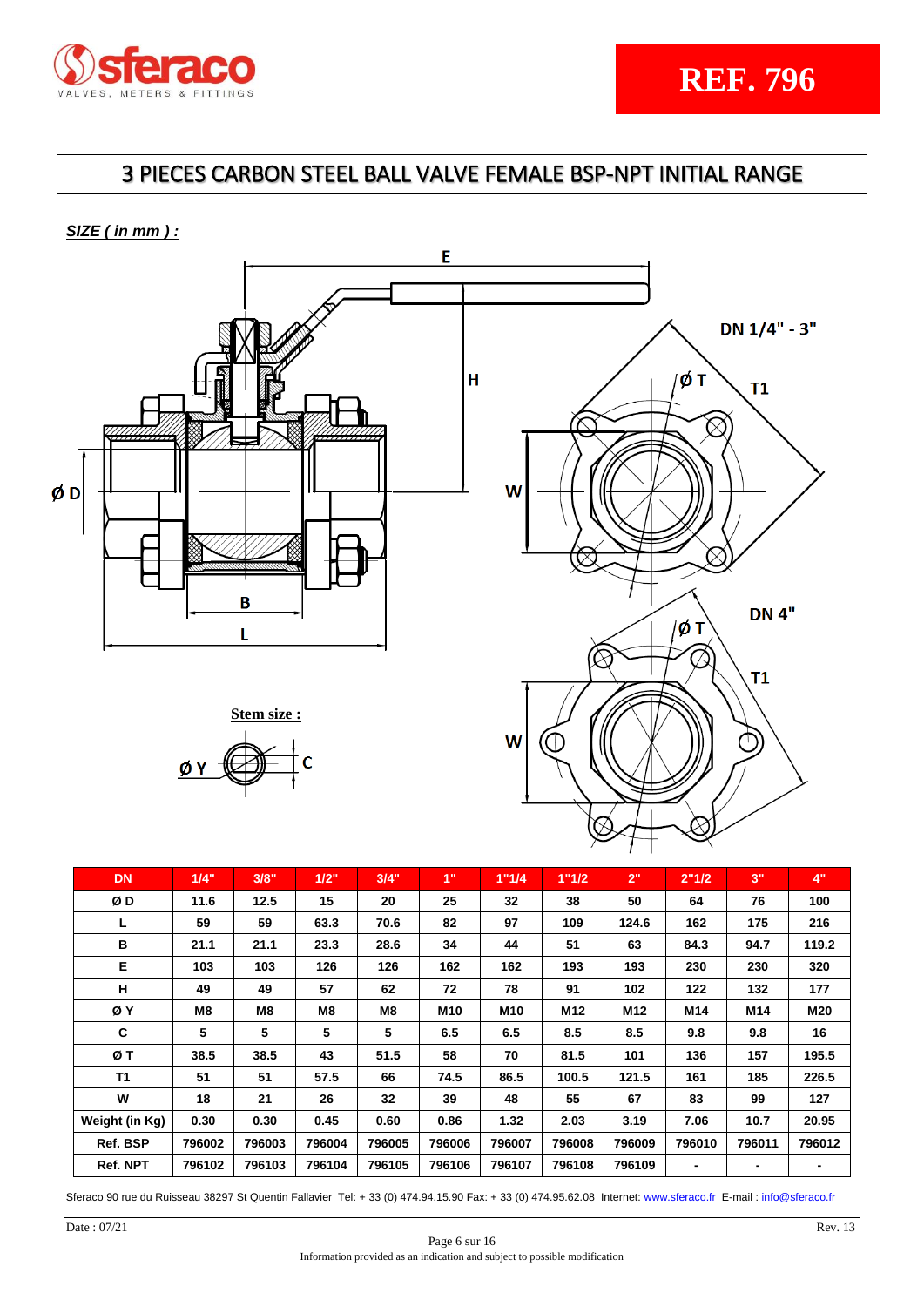# REF. 796

## 3 PIECES CARBON STEEL BALL VALVE FEMALE BSP-NPT INITIAL RANGE

***SIZE ( in mm ) :***

DN 1/4" - 3"

DN 4"

**Stem size :**

| DN | 1/4" | 3/8" | 1/2" | 3/4" | 1" | 1"1/4 | 1"1/2 | 2" | 2"1/2 | 3" | 4" |
|---|---|---|---|---|---|---|---|---|---|---|---|
| Ø D | 11.6 | 12.5 | 15 | 20 | 25 | 32 | 38 | 50 | 64 | 76 | 100 |
| L | 59 | 59 | 63.3 | 70.6 | 82 | 97 | 109 | 124.6 | 162 | 175 | 216 |
| B | 21.1 | 21.1 | 23.3 | 28.6 | 34 | 44 | 51 | 63 | 84.3 | 94.7 | 119.2 |
| E | 103 | 103 | 126 | 126 | 162 | 162 | 193 | 193 | 230 | 230 | 320 |
| H | 49 | 49 | 57 | 62 | 72 | 78 | 91 | 102 | 122 | 132 | 177 |
| Ø Y | M8 | M8 | M8 | M8 | M10 | M10 | M12 | M12 | M14 | M14 | M20 |
| C | 5 | 5 | 5 | 5 | 6.5 | 6.5 | 8.5 | 8.5 | 9.8 | 9.8 | 16 |
| Ø T | 38.5 | 38.5 | 43 | 51.5 | 58 | 70 | 81.5 | 101 | 136 | 157 | 195.5 |
| T1 | 51 | 51 | 57.5 | 66 | 74.5 | 86.5 | 100.5 | 121.5 | 161 | 185 | 226.5 |
| W | 18 | 21 | 26 | 32 | 39 | 48 | 55 | 67 | 83 | 99 | 127 |
| Weight (in Kg) | 0.30 | 0.30 | 0.45 | 0.60 | 0.86 | 1.32 | 2.03 | 3.19 | 7.06 | 10.7 | 20.95 |
| Ref. BSP | 796002 | 796003 | 796004 | 796005 | 796006 | 796007 | 796008 | 796009 | 796010 | 796011 | 796012 |
| Ref. NPT | 796102 | 796103 | 796104 | 796105 | 796106 | 796107 | 796108 | 796109 | - | - | - |

Sferaco 90 rue du Ruisseau 38297 St Quentin Fallavier Tel: + 33 (0) 474.94.15.90 Fax: + 33 (0) 474.95.62.08 Internet: www.sferaco.fr E-mail : info@sferaco.fr

Date : 07/21 Rev. 13

Information provided as an indication and subject to possible modification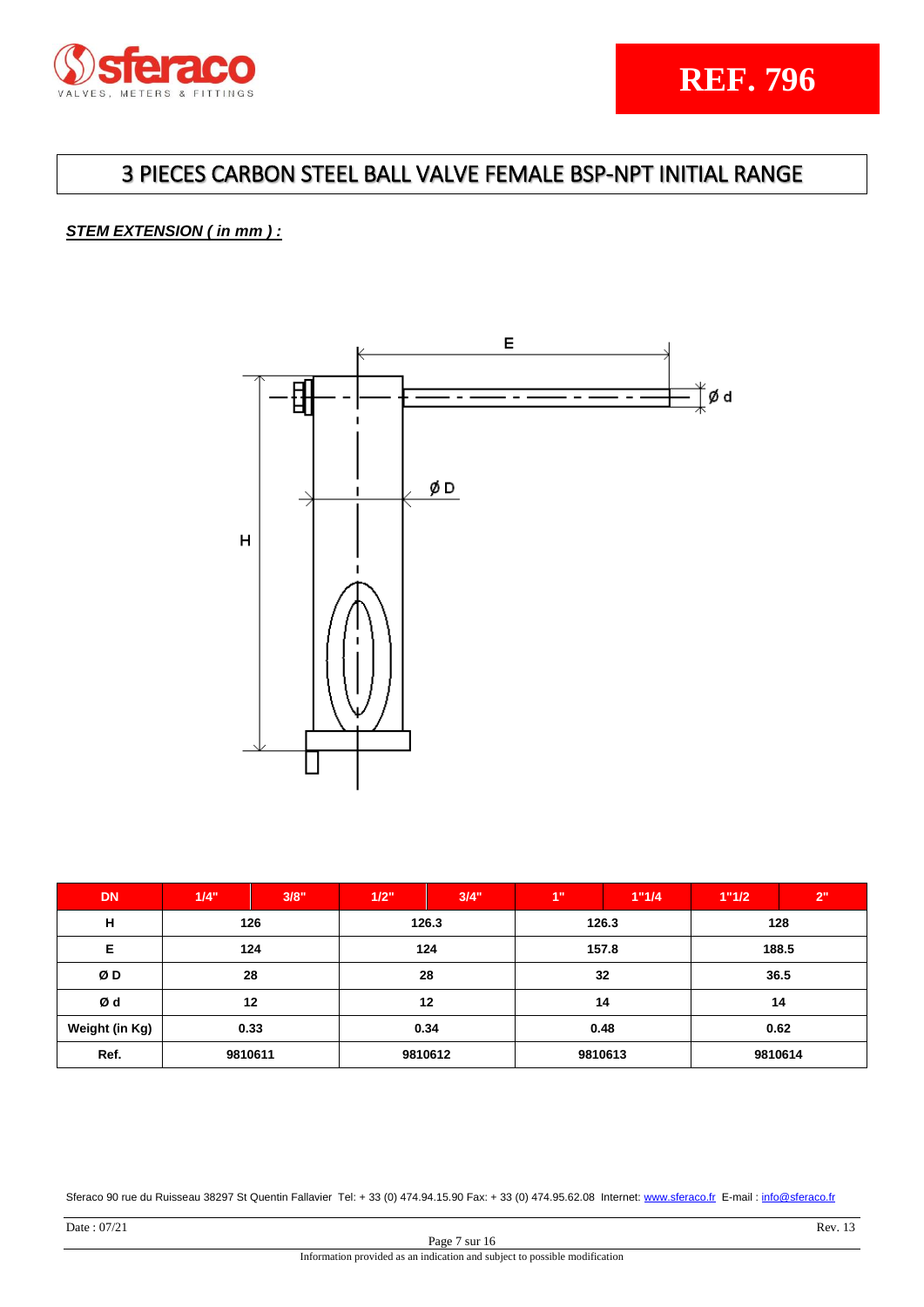REF. 796

# 3 PIECES CARBON STEEL BALL VALVE FEMALE BSP-NPT INITIAL RANGE

***STEM EXTENSION ( in mm ) :***

| DN | 1/4" | 3/8" | 1/2" | 3/4" | 1" | 1"1/4 | 1"1/2 | 2" |
|---|---|---|---|---|---|---|---|---|
| H | 126 | | 126.3 | | 126.3 | | 128 | |
| E | 124 | | 124 | | 157.8 | | 188.5 | |
| Ø D | 28 | | 28 | | 32 | | 36.5 | |
| Ø d | 12 | | 12 | | 14 | | 14 | |
| Weight (in Kg) | 0.33 | | 0.34 | | 0.48 | | 0.62 | |
| Ref. | 9810611 | | 9810612 | | 9810613 | | 9810614 | |

Sferaco 90 rue du Ruisseau 38297 St Quentin Fallavier Tel: + 33 (0) 474.94.15.90 Fax: + 33 (0) 474.95.62.08 Internet: www.sferaco.fr E-mail : info@sferaco.fr

Date : 07/21 Rev. 13

Information provided as an indication and subject to possible modification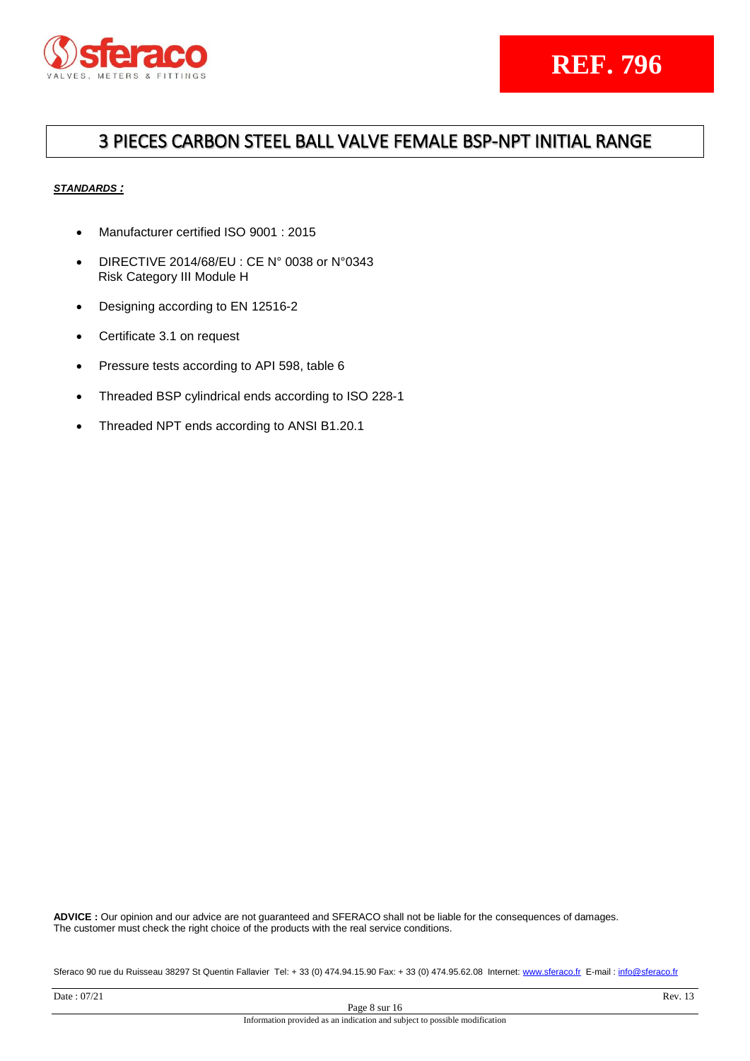# REF. 796

## 3 PIECES CARBON STEEL BALL VALVE FEMALE BSP-NPT INITIAL RANGE

***STANDARDS :***

- Manufacturer certified ISO 9001 : 2015
- DIRECTIVE 2014/68/EU : CE N° 0038 or N°0343
  Risk Category III Module H
- Designing according to EN 12516-2
- Certificate 3.1 on request
- Pressure tests according to API 598, table 6
- Threaded BSP cylindrical ends according to ISO 228-1
- Threaded NPT ends according to ANSI B1.20.1

**ADVICE :** Our opinion and our advice are not guaranteed and SFERACO shall not be liable for the consequences of damages.
The customer must check the right choice of the products with the real service conditions.

Sferaco 90 rue du Ruisseau 38297 St Quentin Fallavier Tel: + 33 (0) 474.94.15.90 Fax: + 33 (0) 474.95.62.08 Internet: www.sferaco.fr E-mail : info@sferaco.fr

Date : 07/21 Rev. 13

Information provided as an indication and subject to possible modification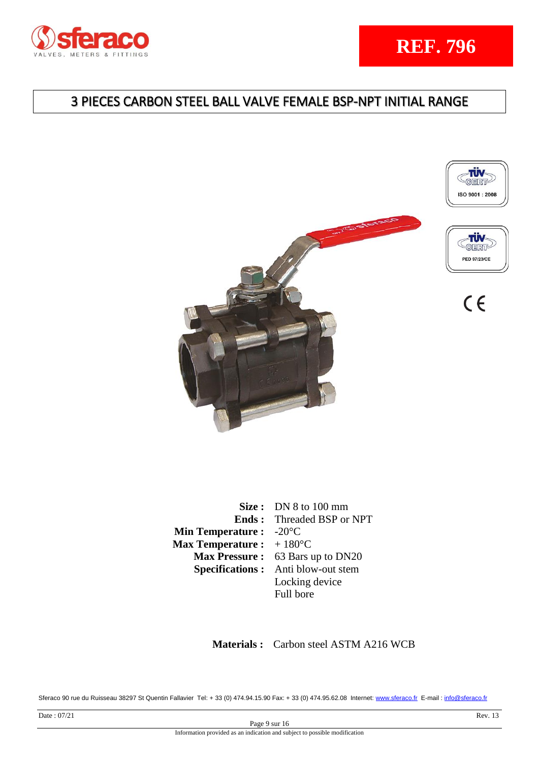# REF. 796

## 3 PIECES CARBON STEEL BALL VALVE FEMALE BSP-NPT INITIAL RANGE

ISO 9001 : 2008

PED 97/23/CE

| | |
|---|---|
| **Size :** | DN 8 to 100 mm |
| **Ends :** | Threaded BSP or NPT |
| **Min Temperature :** | -20°C |
| **Max Temperature :** | + 180°C |
| **Max Pressure :** | 63 Bars up to DN20 |
| **Specifications :** | Anti blow-out stem |
| | Locking device |
| | Full bore |

**Materials :** Carbon steel ASTM A216 WCB

Sferaco 90 rue du Ruisseau 38297 St Quentin Fallavier Tel: + 33 (0) 474.94.15.90 Fax: + 33 (0) 474.95.62.08 Internet: www.sferaco.fr E-mail : info@sferaco.fr

Date : 07/21

Rev. 13

Information provided as an indication and subject to possible modification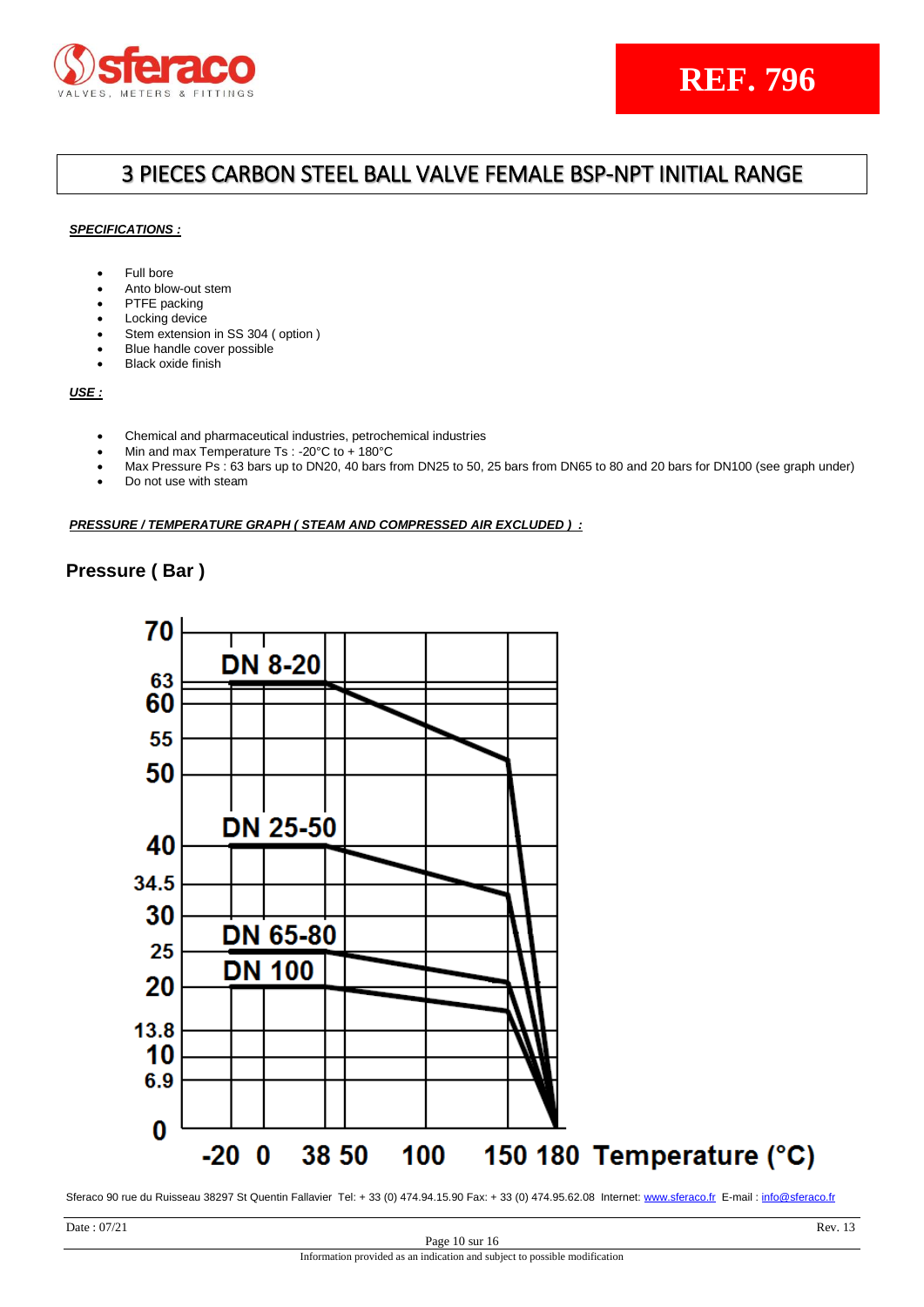REF. 796

# 3 PIECES CARBON STEEL BALL VALVE FEMALE BSP-NPT INITIAL RANGE

***SPECIFICATIONS :***

- Full bore
- Anto blow-out stem
- PTFE packing
- Locking device
- Stem extension in SS 304 ( option )
- Blue handle cover possible
- Black oxide finish

***USE :***

- Chemical and pharmaceutical industries, petrochemical industries
- Min and max Temperature Ts : -20°C to + 180°C
- Max Pressure Ps : 63 bars up to DN20, 40 bars from DN25 to 50, 25 bars from DN65 to 80 and 20 bars for DN100 (see graph under)
- Do not use with steam

***PRESSURE / TEMPERATURE GRAPH ( STEAM AND COMPRESSED AIR EXCLUDED ) :***

**Pressure ( Bar )**

DN 8-20

DN 25-50

DN 65-80

DN 100

Pressure axis: 0, 6.9, 10, 13.8, 20, 25, 30, 34.5, 40, 50, 55, 60, 63, 70

Temperature axis: -20, 0, 38, 50, 100, 150, 180

**Temperature (°C)**

Sferaco 90 rue du Ruisseau 38297 St Quentin Fallavier Tel: + 33 (0) 474.94.15.90 Fax: + 33 (0) 474.95.62.08 Internet: www.sferaco.fr E-mail : info@sferaco.fr

Date : 07/21 Rev. 13

Information provided as an indication and subject to possible modification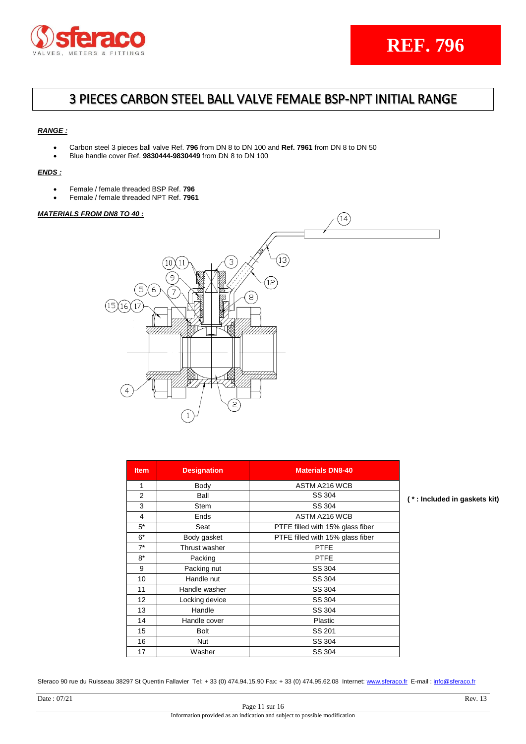**REF. 796**

# 3 PIECES CARBON STEEL BALL VALVE FEMALE BSP-NPT INITIAL RANGE

***RANGE :***

- Carbon steel 3 pieces ball valve Ref. **796** from DN 8 to DN 100 and **Ref. 7961** from DN 8 to DN 50
- Blue handle cover Ref. **9830444-9830449** from DN 8 to DN 100

***ENDS :***

- Female / female threaded BSP Ref. **796**
- Female / female threaded NPT Ref. **7961**

***MATERIALS FROM DN8 TO 40 :***

| Item | Designation | Materials DN8-40 |
|---|---|---|
| 1 | Body | ASTM A216 WCB |
| 2 | Ball | SS 304 |
| 3 | Stem | SS 304 |
| 4 | Ends | ASTM A216 WCB |
| 5* | Seat | PTFE filled with 15% glass fiber |
| 6* | Body gasket | PTFE filled with 15% glass fiber |
| 7* | Thrust washer | PTFE |
| 8* | Packing | PTFE |
| 9 | Packing nut | SS 304 |
| 10 | Handle nut | SS 304 |
| 11 | Handle washer | SS 304 |
| 12 | Locking device | SS 304 |
| 13 | Handle | SS 304 |
| 14 | Handle cover | Plastic |
| 15 | Bolt | SS 201 |
| 16 | Nut | SS 304 |
| 17 | Washer | SS 304 |

**( * : Included in gaskets kit)**

Sferaco 90 rue du Ruisseau 38297 St Quentin Fallavier Tel: + 33 (0) 474.94.15.90 Fax: + 33 (0) 474.95.62.08 Internet: www.sferaco.fr E-mail : info@sferaco.fr

Date : 07/21 Rev. 13

Information provided as an indication and subject to possible modification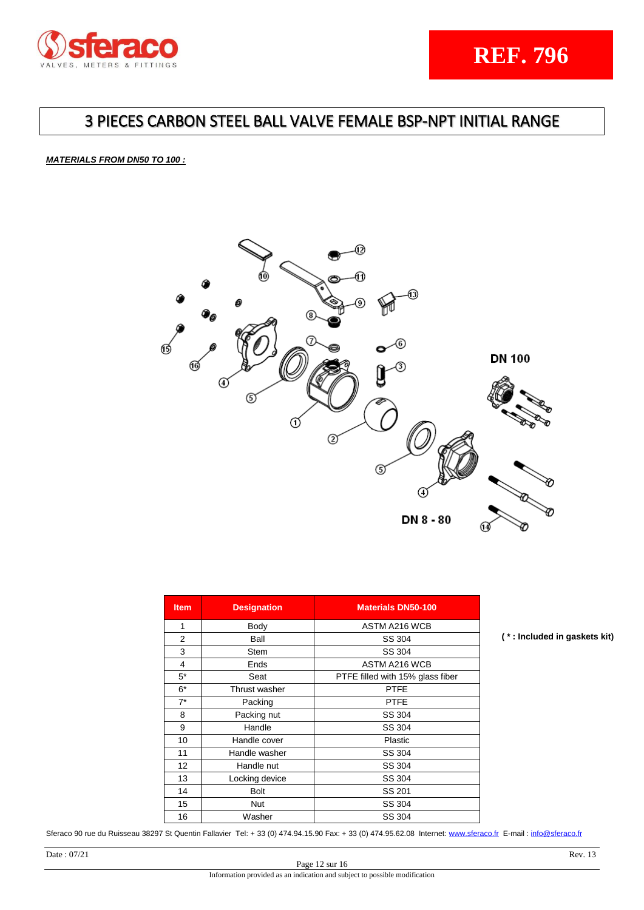REF. 796

# 3 PIECES CARBON STEEL BALL VALVE FEMALE BSP-NPT INITIAL RANGE

***MATERIALS FROM DN50 TO 100 :***

DN 100

DN 8 - 80

| Item | Designation | Materials DN50-100 |
|---|---|---|
| 1 | Body | ASTM A216 WCB |
| 2 | Ball | SS 304 |
| 3 | Stem | SS 304 |
| 4 | Ends | ASTM A216 WCB |
| 5* | Seat | PTFE filled with 15% glass fiber |
| 6* | Thrust washer | PTFE |
| 7* | Packing | PTFE |
| 8 | Packing nut | SS 304 |
| 9 | Handle | SS 304 |
| 10 | Handle cover | Plastic |
| 11 | Handle washer | SS 304 |
| 12 | Handle nut | SS 304 |
| 13 | Locking device | SS 304 |
| 14 | Bolt | SS 201 |
| 15 | Nut | SS 304 |
| 16 | Washer | SS 304 |

**( * : Included in gaskets kit)**

Sferaco 90 rue du Ruisseau 38297 St Quentin Fallavier Tel: + 33 (0) 474.94.15.90 Fax: + 33 (0) 474.95.62.08 Internet: www.sferaco.fr E-mail : info@sferaco.fr

Date : 07/21 Rev. 13

Information provided as an indication and subject to possible modification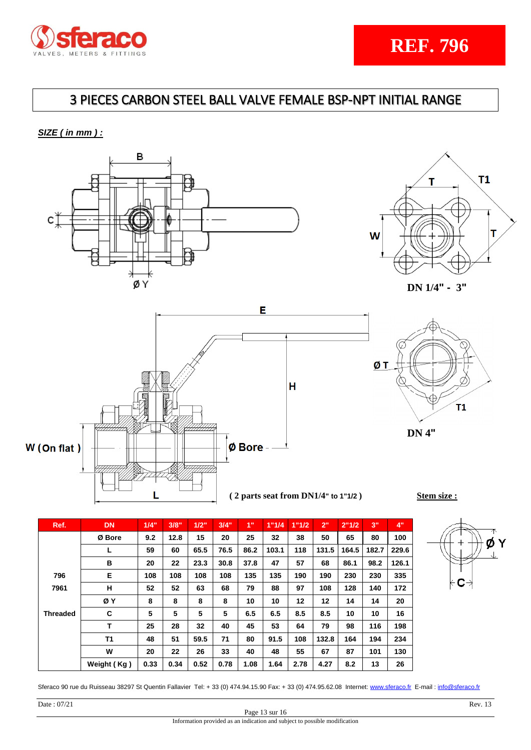**REF. 796**

# 3 PIECES CARBON STEEL BALL VALVE FEMALE BSP-NPT INITIAL RANGE

***SIZE ( in mm ) :***

DN 1/4" - 3"

DN 4"

( 2 parts seat from DN1/4" to 1"1/2 )

**Stem size :**

| Ref. | DN | 1/4" | 3/8" | 1/2" | 3/4" | 1" | 1"1/4 | 1"1/2 | 2" | 2"1/2 | 3" | 4" |
|---|---|---|---|---|---|---|---|---|---|---|---|---|
| | Ø Bore | 9.2 | 12.8 | 15 | 20 | 25 | 32 | 38 | 50 | 65 | 80 | 100 |
| | L | 59 | 60 | 65.5 | 76.5 | 86.2 | 103.1 | 118 | 131.5 | 164.5 | 182.7 | 229.6 |
| | B | 20 | 22 | 23.3 | 30.8 | 37.8 | 47 | 57 | 68 | 86.1 | 98.2 | 126.1 |
| 796 | E | 108 | 108 | 108 | 108 | 135 | 135 | 190 | 190 | 230 | 230 | 335 |
| 7961 | H | 52 | 52 | 63 | 68 | 79 | 88 | 97 | 108 | 128 | 140 | 172 |
| | Ø Y | 8 | 8 | 8 | 8 | 10 | 10 | 12 | 12 | 14 | 14 | 20 |
| Threaded | C | 5 | 5 | 5 | 5 | 6.5 | 6.5 | 8.5 | 8.5 | 10 | 10 | 16 |
| | T | 25 | 28 | 32 | 40 | 45 | 53 | 64 | 79 | 98 | 116 | 198 |
| | T1 | 48 | 51 | 59.5 | 71 | 80 | 91.5 | 108 | 132.8 | 164 | 194 | 234 |
| | W | 20 | 22 | 26 | 33 | 40 | 48 | 55 | 67 | 87 | 101 | 130 |
| | Weight ( Kg ) | 0.33 | 0.34 | 0.52 | 0.78 | 1.08 | 1.64 | 2.78 | 4.27 | 8.2 | 13 | 26 |

Sferaco 90 rue du Ruisseau 38297 St Quentin Fallavier Tel: + 33 (0) 474.94.15.90 Fax: + 33 (0) 474.95.62.08 Internet: www.sferaco.fr E-mail : info@sferaco.fr

Date : 07/21 Rev. 13

Information provided as an indication and subject to possible modification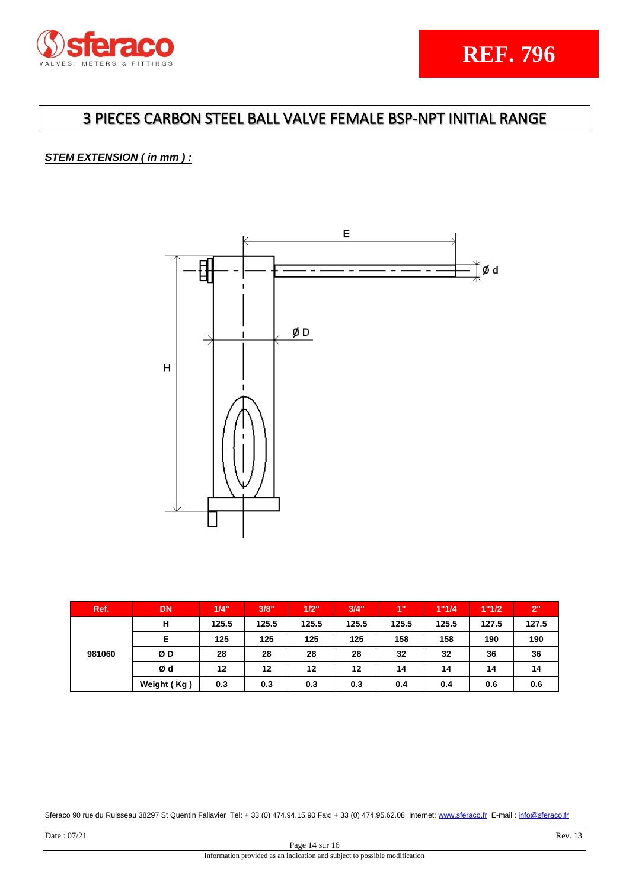**REF. 796**

# 3 PIECES CARBON STEEL BALL VALVE FEMALE BSP-NPT INITIAL RANGE

***STEM EXTENSION ( in mm ) :***

E

Ø d

Ø D

H

| Ref. | DN | 1/4" | 3/8" | 1/2" | 3/4" | 1" | 1"1/4 | 1"1/2 | 2" |
|---|---|---|---|---|---|---|---|---|---|
| 981060 | H | 125.5 | 125.5 | 125.5 | 125.5 | 125.5 | 125.5 | 127.5 | 127.5 |
| | E | 125 | 125 | 125 | 125 | 158 | 158 | 190 | 190 |
| | Ø D | 28 | 28 | 28 | 28 | 32 | 32 | 36 | 36 |
| | Ø d | 12 | 12 | 12 | 12 | 14 | 14 | 14 | 14 |
| | Weight ( Kg ) | 0.3 | 0.3 | 0.3 | 0.3 | 0.4 | 0.4 | 0.6 | 0.6 |

Sferaco 90 rue du Ruisseau 38297 St Quentin Fallavier Tel: + 33 (0) 474.94.15.90 Fax: + 33 (0) 474.95.62.08 Internet: www.sferaco.fr E-mail : info@sferaco.fr

Date : 07/21 Rev. 13

Information provided as an indication and subject to possible modification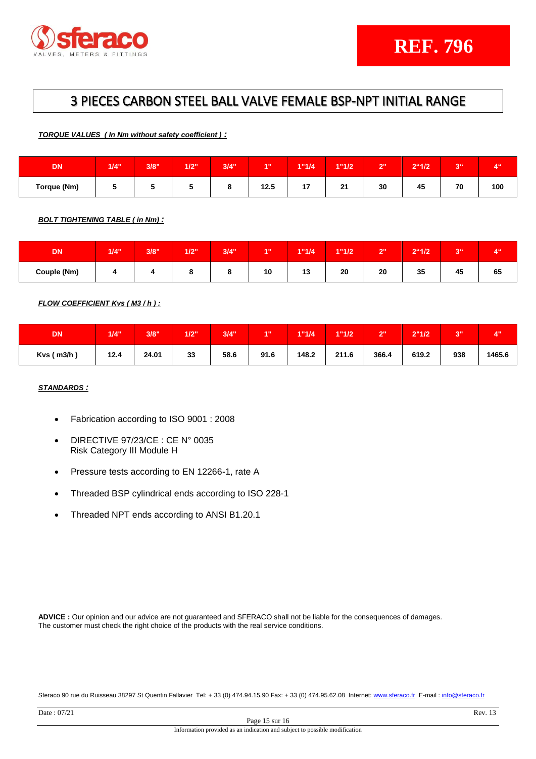# REF. 796

## 3 PIECES CARBON STEEL BALL VALVE FEMALE BSP-NPT INITIAL RANGE

***TORQUE VALUES ( In Nm without safety coefficient ) :***

| DN | 1/4" | 3/8" | 1/2" | 3/4" | 1" | 1"1/4 | 1"1/2 | 2" | 2"1/2 | 3" | 4" |
|---|---|---|---|---|---|---|---|---|---|---|---|
| Torque (Nm) | 5 | 5 | 5 | 8 | 12.5 | 17 | 21 | 30 | 45 | 70 | 100 |

***BOLT TIGHTENING TABLE ( in Nm) :***

| DN | 1/4" | 3/8" | 1/2" | 3/4" | 1" | 1"1/4 | 1"1/2 | 2" | 2"1/2 | 3" | 4" |
|---|---|---|---|---|---|---|---|---|---|---|---|
| Couple (Nm) | 4 | 4 | 8 | 8 | 10 | 13 | 20 | 20 | 35 | 45 | 65 |

***FLOW COEFFICIENT Kvs ( M3 / h ) :***

| DN | 1/4" | 3/8" | 1/2" | 3/4" | 1" | 1"1/4 | 1"1/2 | 2" | 2"1/2 | 3" | 4" |
|---|---|---|---|---|---|---|---|---|---|---|---|
| Kvs ( m3/h ) | 12.4 | 24.01 | 33 | 58.6 | 91.6 | 148.2 | 211.6 | 366.4 | 619.2 | 938 | 1465.6 |

***STANDARDS :***

- Fabrication according to ISO 9001 : 2008
- DIRECTIVE 97/23/CE : CE N° 0035
  Risk Category III Module H
- Pressure tests according to EN 12266-1, rate A
- Threaded BSP cylindrical ends according to ISO 228-1
- Threaded NPT ends according to ANSI B1.20.1

**ADVICE :** Our opinion and our advice are not guaranteed and SFERACO shall not be liable for the consequences of damages. The customer must check the right choice of the products with the real service conditions.

Sferaco 90 rue du Ruisseau 38297 St Quentin Fallavier Tel: + 33 (0) 474.94.15.90 Fax: + 33 (0) 474.95.62.08 Internet: www.sferaco.fr E-mail : info@sferaco.fr

Date : 07/21 Rev. 13

Information provided as an indication and subject to possible modification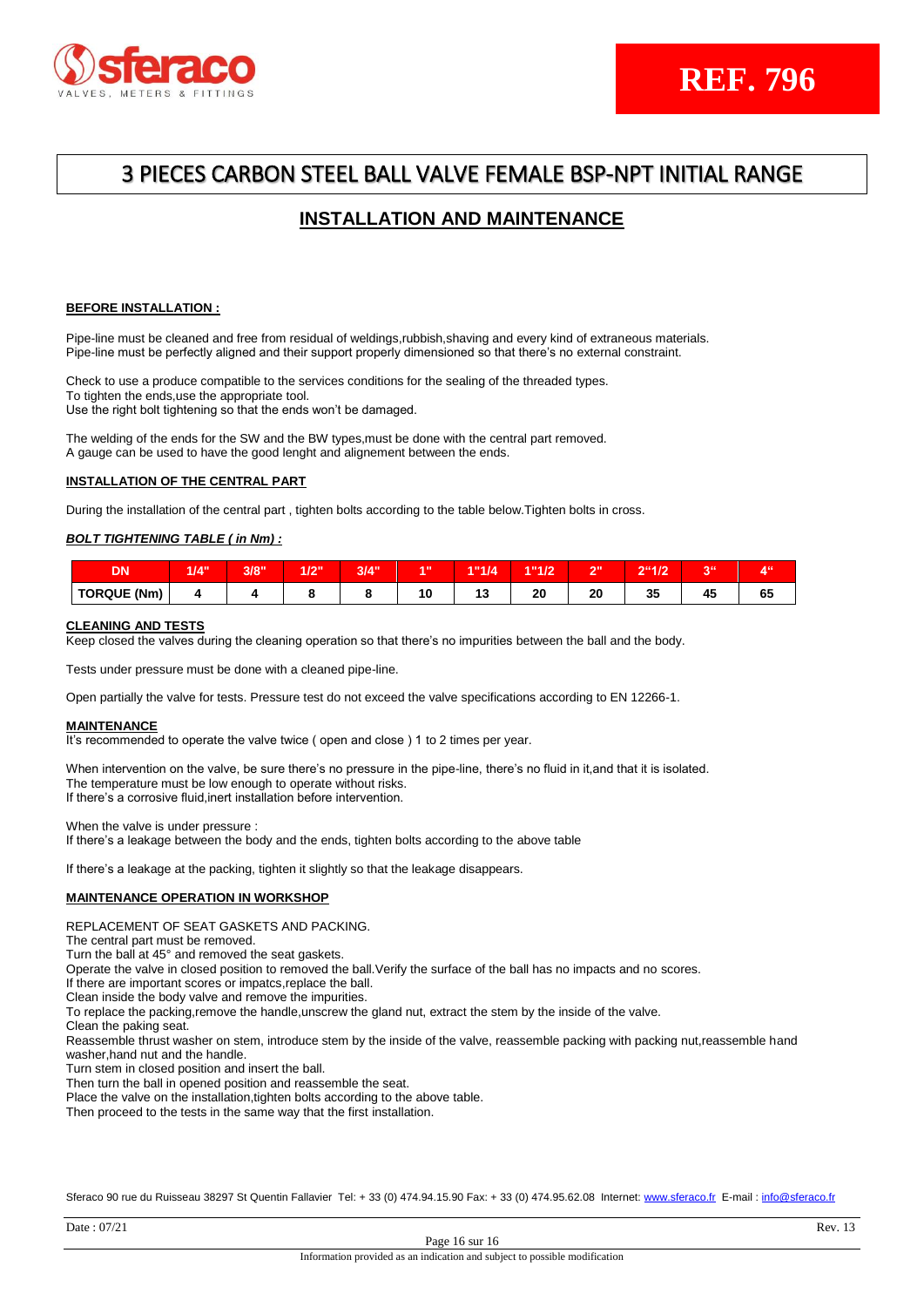# REF. 796

## 3 PIECES CARBON STEEL BALL VALVE FEMALE BSP-NPT INITIAL RANGE

## INSTALLATION AND MAINTENANCE

**BEFORE INSTALLATION :**

Pipe-line must be cleaned and free from residual of weldings,rubbish,shaving and every kind of extraneous materials.
Pipe-line must be perfectly aligned and their support properly dimensioned so that there's no external constraint.

Check to use a produce compatible to the services conditions for the sealing of the threaded types.
To tighten the ends,use the appropriate tool.
Use the right bolt tightening so that the ends won't be damaged.

The welding of the ends for the SW and the BW types,must be done with the central part removed.
A gauge can be used to have the good lenght and alignement between the ends.

**INSTALLATION OF THE CENTRAL PART**

During the installation of the central part , tighten bolts according to the table below.Tighten bolts in cross.

***BOLT TIGHTENING TABLE ( in Nm) :***

| DN | 1/4" | 3/8" | 1/2" | 3/4" | 1" | 1"1/4 | 1"1/2 | 2" | 2"1/2 | 3" | 4" |
|---|---|---|---|---|---|---|---|---|---|---|---|
| TORQUE (Nm) | 4 | 4 | 8 | 8 | 10 | 13 | 20 | 20 | 35 | 45 | 65 |

**CLEANING AND TESTS**

Keep closed the valves during the cleaning operation so that there's no impurities between the ball and the body.

Tests under pressure must be done with a cleaned pipe-line.

Open partially the valve for tests. Pressure test do not exceed the valve specifications according to EN 12266-1.

**MAINTENANCE**

It's recommended to operate the valve twice ( open and close ) 1 to 2 times per year.

When intervention on the valve, be sure there's no pressure in the pipe-line, there's no fluid in it,and that it is isolated.
The temperature must be low enough to operate without risks.
If there's a corrosive fluid,inert installation before intervention.

When the valve is under pressure :
If there's a leakage between the body and the ends, tighten bolts according to the above table

If there's a leakage at the packing, tighten it slightly so that the leakage disappears.

**MAINTENANCE OPERATION IN WORKSHOP**

REPLACEMENT OF SEAT GASKETS AND PACKING.
The central part must be removed.
Turn the ball at 45° and removed the seat gaskets.
Operate the valve in closed position to removed the ball.Verify the surface of the ball has no impacts and no scores.
If there are important scores or impatcs,replace the ball.
Clean inside the body valve and remove the impurities.
To replace the packing,remove the handle,unscrew the gland nut, extract the stem by the inside of the valve.
Clean the paking seat.
Reassemble thrust washer on stem, introduce stem by the inside of the valve, reassemble packing with packing nut,reassemble hand washer,hand nut and the handle.
Turn stem in closed position and insert the ball.
Then turn the ball in opened position and reassemble the seat.
Place the valve on the installation,tighten bolts according to the above table.
Then proceed to the tests in the same way that the first installation.

Sferaco 90 rue du Ruisseau 38297 St Quentin Fallavier Tel: + 33 (0) 474.94.15.90 Fax: + 33 (0) 474.95.62.08 Internet: www.sferaco.fr E-mail : info@sferaco.fr

Date : 07/21 Rev. 13

Information provided as an indication and subject to possible modification